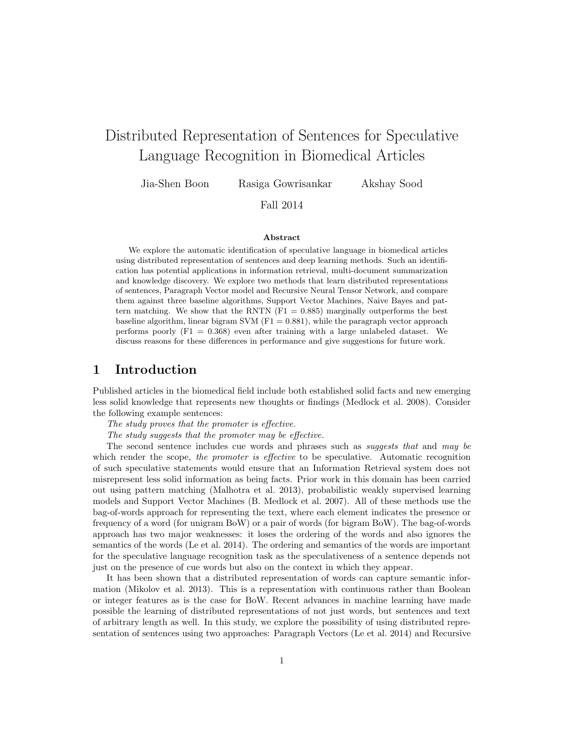# Distributed Representation of Sentences for Speculative Language Recognition in Biomedical Articles

Jia-Shen Boon    Rasiga Gowrisankar    Akshay Sood

Fall 2014

**Abstract**

We explore the automatic identification of speculative language in biomedical articles using distributed representation of sentences and deep learning methods. Such an identification has potential applications in information retrieval, multi-document summarization and knowledge discovery. We explore two methods that learn distributed representations of sentences, Paragraph Vector model and Recursive Neural Tensor Network, and compare them against three baseline algorithms, Support Vector Machines, Naive Bayes and pattern matching. We show that the RNTN (F1 = 0.885) marginally outperforms the best baseline algorithm, linear bigram SVM (F1 = 0.881), while the paragraph vector approach performs poorly (F1 = 0.368) even after training with a large unlabeled dataset. We discuss reasons for these differences in performance and give suggestions for future work.

## 1 Introduction

Published articles in the biomedical field include both established solid facts and new emerging less solid knowledge that represents new thoughts or findings (Medlock et al. 2008). Consider the following example sentences:

*The study proves that the promoter is effective.*

*The study suggests that the promoter may be effective.*

The second sentence includes cue words and phrases such as *suggests that* and *may be* which render the scope, *the promoter is effective* to be speculative. Automatic recognition of such speculative statements would ensure that an Information Retrieval system does not misrepresent less solid information as being facts. Prior work in this domain has been carried out using pattern matching (Malhotra et al. 2013), probabilistic weakly supervised learning models and Support Vector Machines (B. Medlock et al. 2007). All of these methods use the bag-of-words approach for representing the text, where each element indicates the presence or frequency of a word (for unigram BoW) or a pair of words (for bigram BoW). The bag-of-words approach has two major weaknesses: it loses the ordering of the words and also ignores the semantics of the words (Le et al. 2014). The ordering and semantics of the words are important for the speculative language recognition task as the speculativeness of a sentence depends not just on the presence of cue words but also on the context in which they appear.

It has been shown that a distributed representation of words can capture semantic information (Mikolov et al. 2013). This is a representation with continuous rather than Boolean or integer features as is the case for BoW. Recent advances in machine learning have made possible the learning of distributed representations of not just words, but sentences and text of arbitrary length as well. In this study, we explore the possibility of using distributed representation of sentences using two approaches: Paragraph Vectors (Le et al. 2014) and Recursive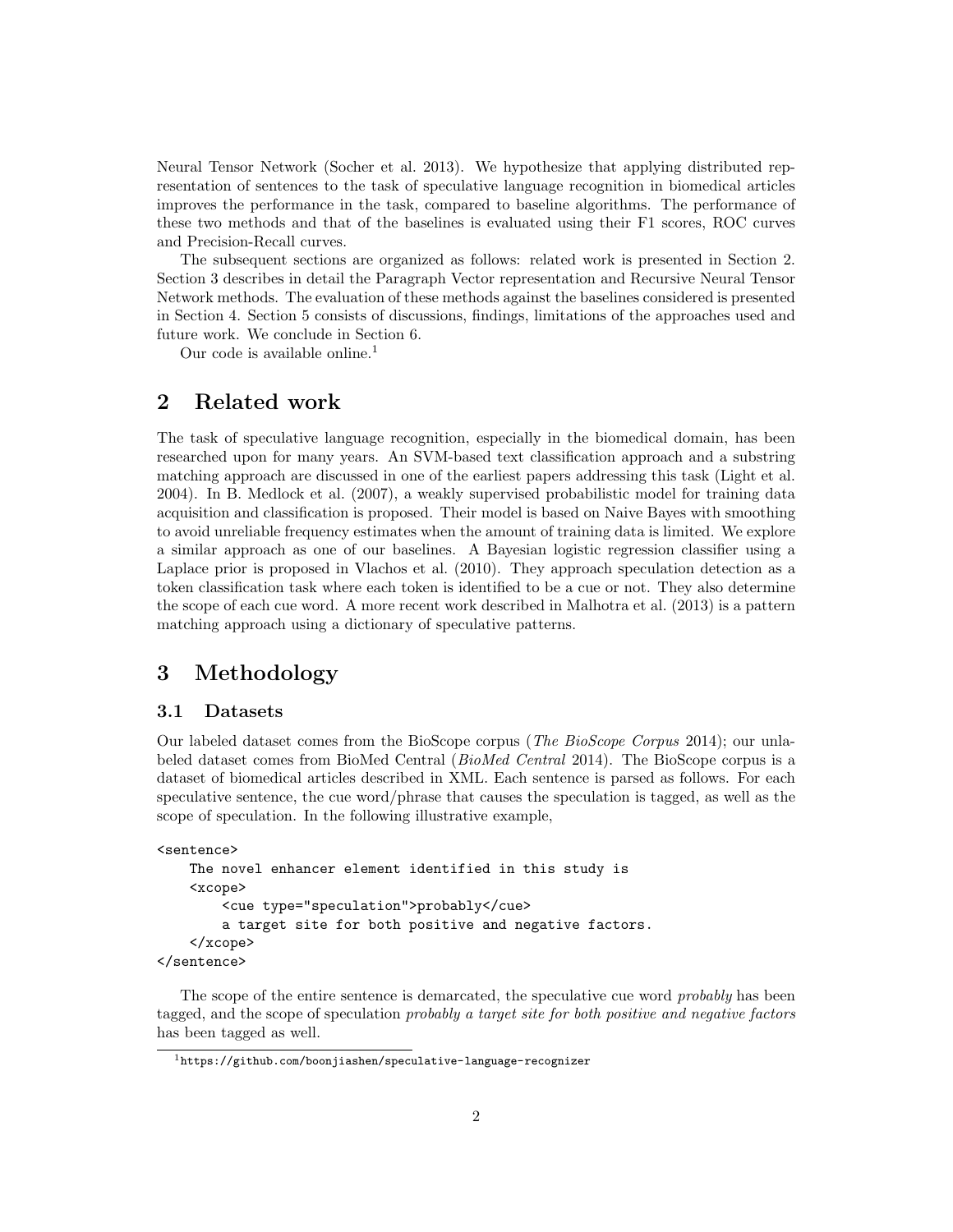Neural Tensor Network (Socher et al. 2013). We hypothesize that applying distributed representation of sentences to the task of speculative language recognition in biomedical articles improves the performance in the task, compared to baseline algorithms. The performance of these two methods and that of the baselines is evaluated using their F1 scores, ROC curves and Precision-Recall curves.

The subsequent sections are organized as follows: related work is presented in Section 2. Section 3 describes in detail the Paragraph Vector representation and Recursive Neural Tensor Network methods. The evaluation of these methods against the baselines considered is presented in Section 4. Section 5 consists of discussions, findings, limitations of the approaches used and future work. We conclude in Section 6.

Our code is available online.[1]

## 2 Related work

The task of speculative language recognition, especially in the biomedical domain, has been researched upon for many years. An SVM-based text classification approach and a substring matching approach are discussed in one of the earliest papers addressing this task (Light et al. 2004). In B. Medlock et al. (2007), a weakly supervised probabilistic model for training data acquisition and classification is proposed. Their model is based on Naive Bayes with smoothing to avoid unreliable frequency estimates when the amount of training data is limited. We explore a similar approach as one of our baselines. A Bayesian logistic regression classifier using a Laplace prior is proposed in Vlachos et al. (2010). They approach speculation detection as a token classification task where each token is identified to be a cue or not. They also determine the scope of each cue word. A more recent work described in Malhotra et al. (2013) is a pattern matching approach using a dictionary of speculative patterns.

## 3 Methodology

### 3.1 Datasets

Our labeled dataset comes from the BioScope corpus (*The BioScope Corpus* 2014); our unlabeled dataset comes from BioMed Central (*BioMed Central* 2014). The BioScope corpus is a dataset of biomedical articles described in XML. Each sentence is parsed as follows. For each speculative sentence, the cue word/phrase that causes the speculation is tagged, as well as the scope of speculation. In the following illustrative example,

```
<sentence>
    The novel enhancer element identified in this study is
    <xcope>
        <cue type="speculation">probably</cue>
        a target site for both positive and negative factors.
    </xcope>
</sentence>
```

The scope of the entire sentence is demarcated, the speculative cue word *probably* has been tagged, and the scope of speculation *probably a target site for both positive and negative factors* has been tagged as well.

[1] https://github.com/boonjiashen/speculative-language-recognizer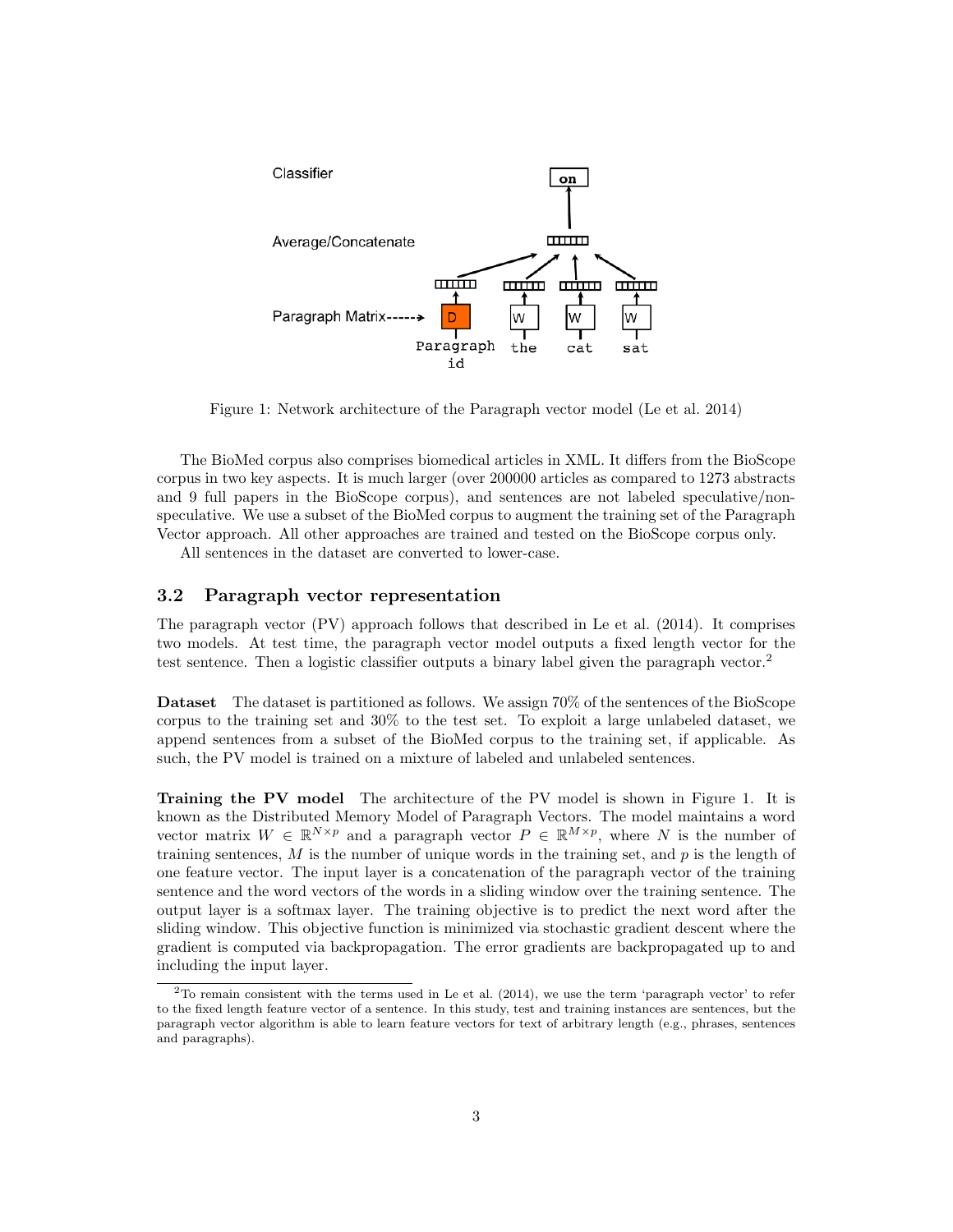Classifier

Average/Concatenate

Paragraph Matrix

Figure 1: Network architecture of the Paragraph vector model (Le et al. 2014)

The BioMed corpus also comprises biomedical articles in XML. It differs from the BioScope corpus in two key aspects. It is much larger (over 200000 articles as compared to 1273 abstracts and 9 full papers in the BioScope corpus), and sentences are not labeled speculative/non-speculative. We use a subset of the BioMed corpus to augment the training set of the Paragraph Vector approach. All other approaches are trained and tested on the BioScope corpus only.

All sentences in the dataset are converted to lower-case.

### 3.2 Paragraph vector representation

The paragraph vector (PV) approach follows that described in Le et al. (2014). It comprises two models. At test time, the paragraph vector model outputs a fixed length vector for the test sentence. Then a logistic classifier outputs a binary label given the paragraph vector.[2]

**Dataset** The dataset is partitioned as follows. We assign 70% of the sentences of the BioScope corpus to the training set and 30% to the test set. To exploit a large unlabeled dataset, we append sentences from a subset of the BioMed corpus to the training set, if applicable. As such, the PV model is trained on a mixture of labeled and unlabeled sentences.

**Training the PV model** The architecture of the PV model is shown in Figure 1. It is known as the Distributed Memory Model of Paragraph Vectors. The model maintains a word vector matrix $W \in \mathbb{R}^{N \times p}$ and a paragraph vector $P \in \mathbb{R}^{M \times p}$, where $N$ is the number of training sentences, $M$ is the number of unique words in the training set, and $p$ is the length of one feature vector. The input layer is a concatenation of the paragraph vector of the training sentence and the word vectors of the words in a sliding window over the training sentence. The output layer is a softmax layer. The training objective is to predict the next word after the sliding window. This objective function is minimized via stochastic gradient descent where the gradient is computed via backpropagation. The error gradients are backpropagated up to and including the input layer.

[2]To remain consistent with the terms used in Le et al. (2014), we use the term 'paragraph vector' to refer to the fixed length feature vector of a sentence. In this study, test and training instances are sentences, but the paragraph vector algorithm is able to learn feature vectors for text of arbitrary length (e.g., phrases, sentences and paragraphs).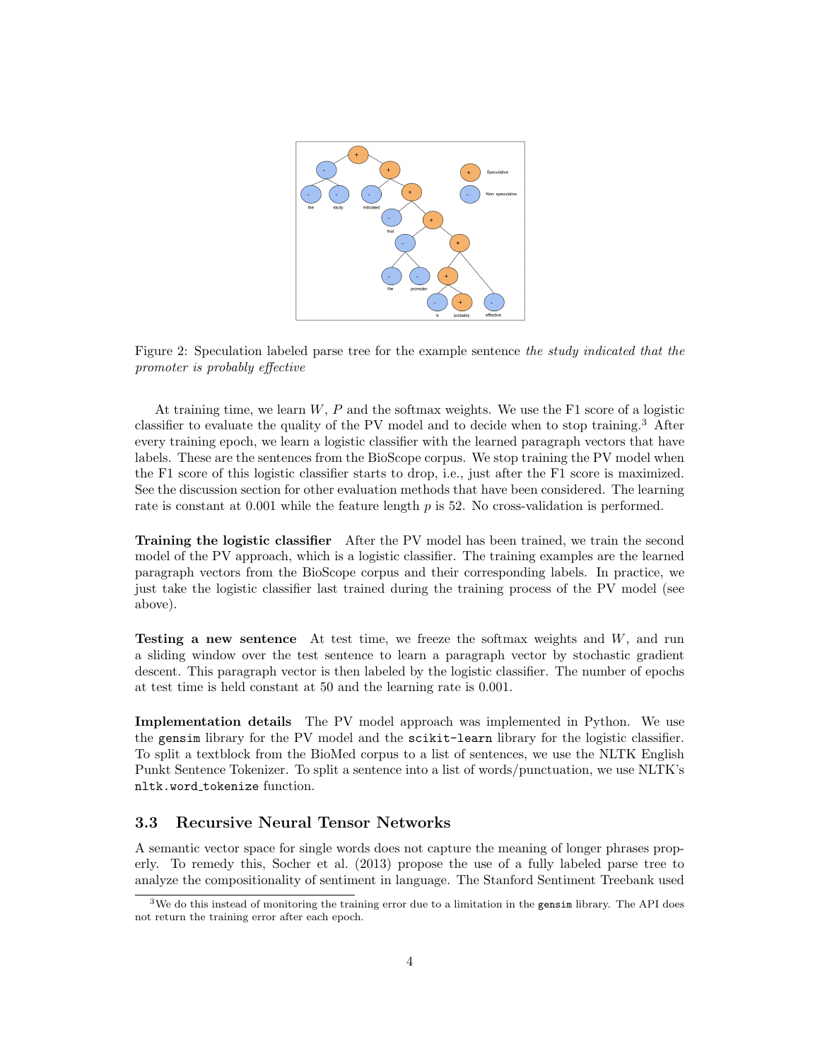Figure 2: Speculation labeled parse tree for the example sentence *the study indicated that the promoter is probably effective*

At training time, we learn $W$, $P$ and the softmax weights. We use the F1 score of a logistic classifier to evaluate the quality of the PV model and to decide when to stop training.[3] After every training epoch, we learn a logistic classifier with the learned paragraph vectors that have labels. These are the sentences from the BioScope corpus. We stop training the PV model when the F1 score of this logistic classifier starts to drop, i.e., just after the F1 score is maximized. See the discussion section for other evaluation methods that have been considered. The learning rate is constant at 0.001 while the feature length $p$ is 52. No cross-validation is performed.

**Training the logistic classifier** After the PV model has been trained, we train the second model of the PV approach, which is a logistic classifier. The training examples are the learned paragraph vectors from the BioScope corpus and their corresponding labels. In practice, we just take the logistic classifier last trained during the training process of the PV model (see above).

**Testing a new sentence** At test time, we freeze the softmax weights and $W$, and run a sliding window over the test sentence to learn a paragraph vector by stochastic gradient descent. This paragraph vector is then labeled by the logistic classifier. The number of epochs at test time is held constant at 50 and the learning rate is 0.001.

**Implementation details** The PV model approach was implemented in Python. We use the `gensim` library for the PV model and the `scikit-learn` library for the logistic classifier. To split a textblock from the BioMed corpus to a list of sentences, we use the NLTK English Punkt Sentence Tokenizer. To split a sentence into a list of words/punctuation, we use NLTK's `nltk.word_tokenize` function.

### 3.3 Recursive Neural Tensor Networks

A semantic vector space for single words does not capture the meaning of longer phrases properly. To remedy this, Socher et al. (2013) propose the use of a fully labeled parse tree to analyze the compositionality of sentiment in language. The Stanford Sentiment Treebank used

[3] We do this instead of monitoring the training error due to a limitation in the `gensim` library. The API does not return the training error after each epoch.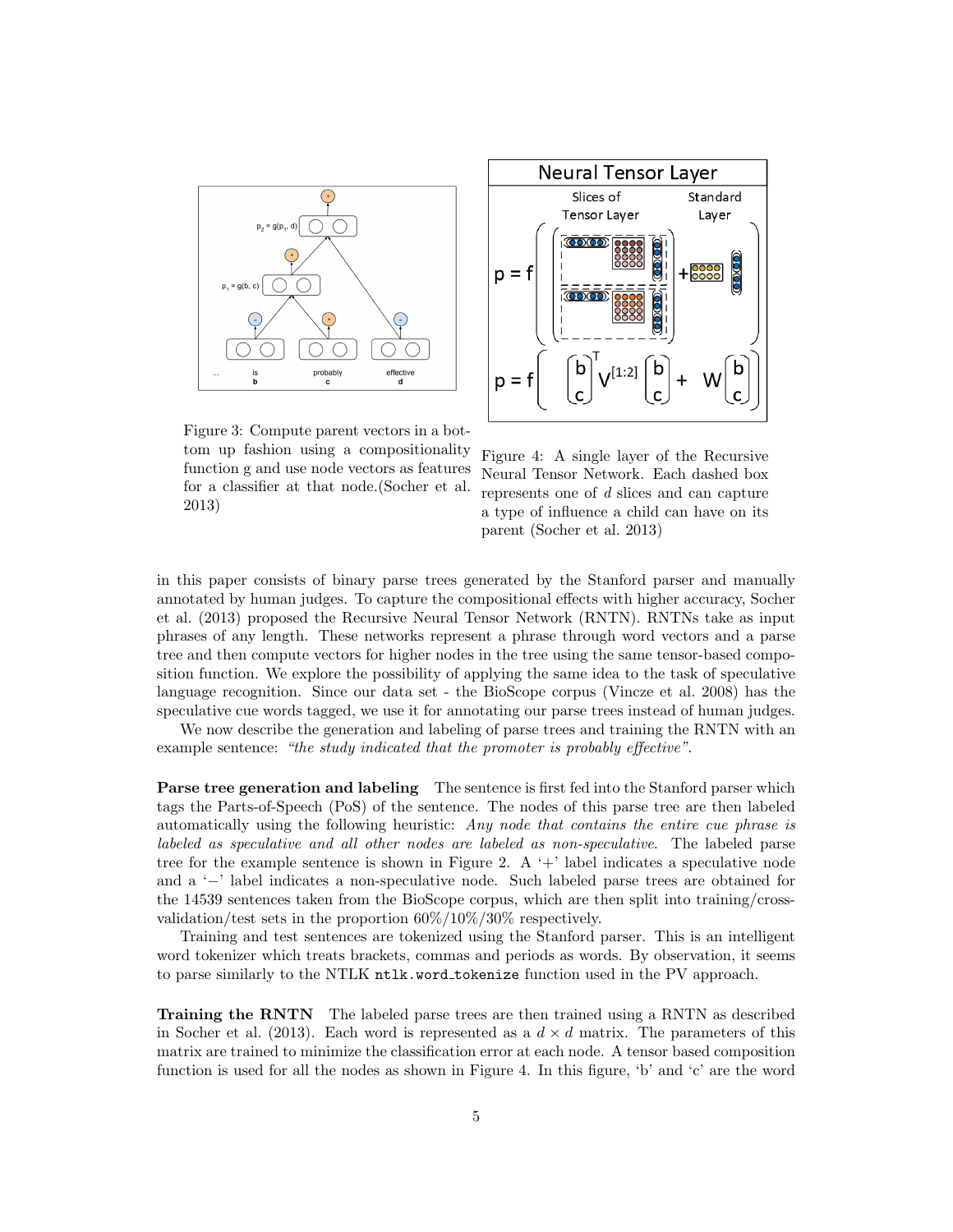Figure 3: Compute parent vectors in a bottom up fashion using a compositionality function g and use node vectors as features for a classifier at that node.(Socher et al. 2013)

Figure 4: A single layer of the Recursive Neural Tensor Network. Each dashed box represents one of $d$ slices and can capture a type of influence a child can have on its parent (Socher et al. 2013)

in this paper consists of binary parse trees generated by the Stanford parser and manually annotated by human judges. To capture the compositional effects with higher accuracy, Socher et al. (2013) proposed the Recursive Neural Tensor Network (RNTN). RNTNs take as input phrases of any length. These networks represent a phrase through word vectors and a parse tree and then compute vectors for higher nodes in the tree using the same tensor-based composition function. We explore the possibility of applying the same idea to the task of speculative language recognition. Since our data set - the BioScope corpus (Vincze et al. 2008) has the speculative cue words tagged, we use it for annotating our parse trees instead of human judges.

We now describe the generation and labeling of parse trees and training the RNTN with an example sentence: *"the study indicated that the promoter is probably effective"*.

**Parse tree generation and labeling** The sentence is first fed into the Stanford parser which tags the Parts-of-Speech (PoS) of the sentence. The nodes of this parse tree are then labeled automatically using the following heuristic: *Any node that contains the entire cue phrase is labeled as speculative and all other nodes are labeled as non-speculative*. The labeled parse tree for the example sentence is shown in Figure 2. A '+' label indicates a speculative node and a '−' label indicates a non-speculative node. Such labeled parse trees are obtained for the 14539 sentences taken from the BioScope corpus, which are then split into training/cross-validation/test sets in the proportion 60%/10%/30% respectively.

Training and test sentences are tokenized using the Stanford parser. This is an intelligent word tokenizer which treats brackets, commas and periods as words. By observation, it seems to parse similarly to the NTLK `ntlk.word_tokenize` function used in the PV approach.

**Training the RNTN** The labeled parse trees are then trained using a RNTN as described in Socher et al. (2013). Each word is represented as a $d \times d$ matrix. The parameters of this matrix are trained to minimize the classification error at each node. A tensor based composition function is used for all the nodes as shown in Figure 4. In this figure, 'b' and 'c' are the word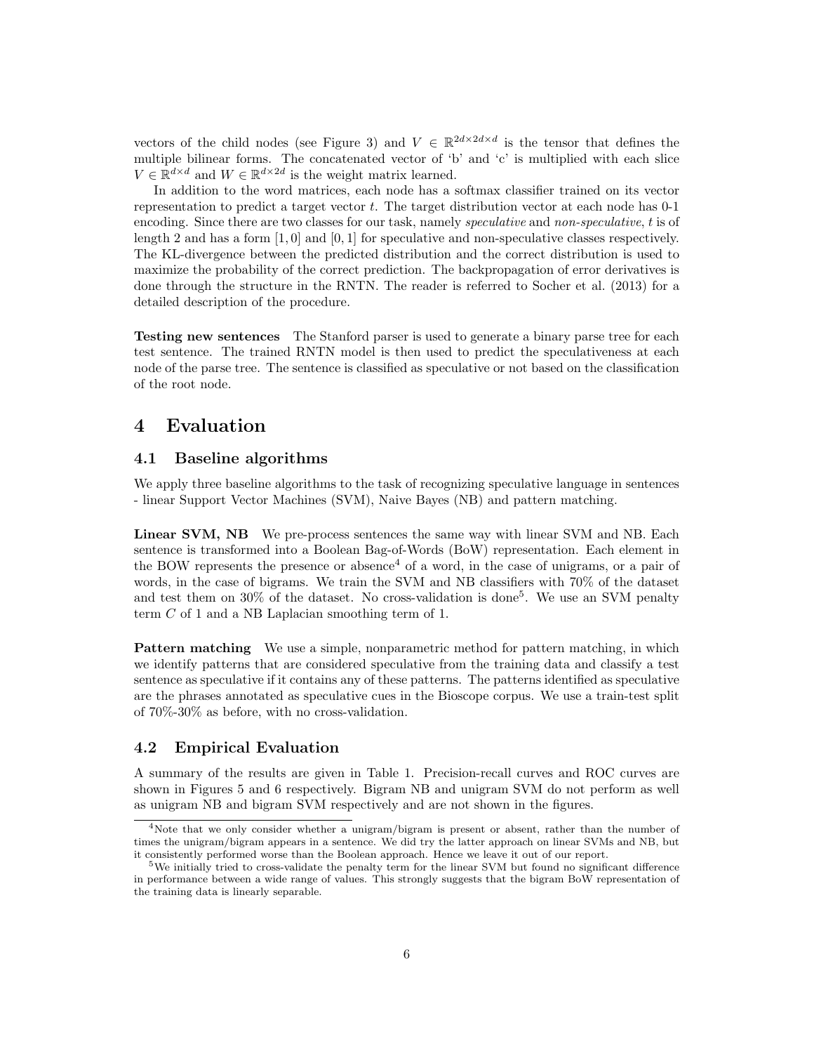vectors of the child nodes (see Figure 3) and $V \in \mathbb{R}^{2d \times 2d \times d}$ is the tensor that defines the multiple bilinear forms. The concatenated vector of 'b' and 'c' is multiplied with each slice $V \in \mathbb{R}^{d \times d}$ and $W \in \mathbb{R}^{d \times 2d}$ is the weight matrix learned.

In addition to the word matrices, each node has a softmax classifier trained on its vector representation to predict a target vector $t$. The target distribution vector at each node has 0-1 encoding. Since there are two classes for our task, namely *speculative* and *non-speculative*, $t$ is of length 2 and has a form $[1, 0]$ and $[0, 1]$ for speculative and non-speculative classes respectively. The KL-divergence between the predicted distribution and the correct distribution is used to maximize the probability of the correct prediction. The backpropagation of error derivatives is done through the structure in the RNTN. The reader is referred to Socher et al. (2013) for a detailed description of the procedure.

**Testing new sentences** The Stanford parser is used to generate a binary parse tree for each test sentence. The trained RNTN model is then used to predict the speculativeness at each node of the parse tree. The sentence is classified as speculative or not based on the classification of the root node.

# 4 Evaluation

## 4.1 Baseline algorithms

We apply three baseline algorithms to the task of recognizing speculative language in sentences - linear Support Vector Machines (SVM), Naive Bayes (NB) and pattern matching.

**Linear SVM, NB** We pre-process sentences the same way with linear SVM and NB. Each sentence is transformed into a Boolean Bag-of-Words (BoW) representation. Each element in the BOW represents the presence or absence[4] of a word, in the case of unigrams, or a pair of words, in the case of bigrams. We train the SVM and NB classifiers with 70% of the dataset and test them on 30% of the dataset. No cross-validation is done[5]. We use an SVM penalty term $C$ of 1 and a NB Laplacian smoothing term of 1.

**Pattern matching** We use a simple, nonparametric method for pattern matching, in which we identify patterns that are considered speculative from the training data and classify a test sentence as speculative if it contains any of these patterns. The patterns identified as speculative are the phrases annotated as speculative cues in the Bioscope corpus. We use a train-test split of 70%-30% as before, with no cross-validation.

## 4.2 Empirical Evaluation

A summary of the results are given in Table 1. Precision-recall curves and ROC curves are shown in Figures 5 and 6 respectively. Bigram NB and unigram SVM do not perform as well as unigram NB and bigram SVM respectively and are not shown in the figures.

[4] Note that we only consider whether a unigram/bigram is present or absent, rather than the number of times the unigram/bigram appears in a sentence. We did try the latter approach on linear SVMs and NB, but it consistently performed worse than the Boolean approach. Hence we leave it out of our report.

[5] We initially tried to cross-validate the penalty term for the linear SVM but found no significant difference in performance between a wide range of values. This strongly suggests that the bigram BoW representation of the training data is linearly separable.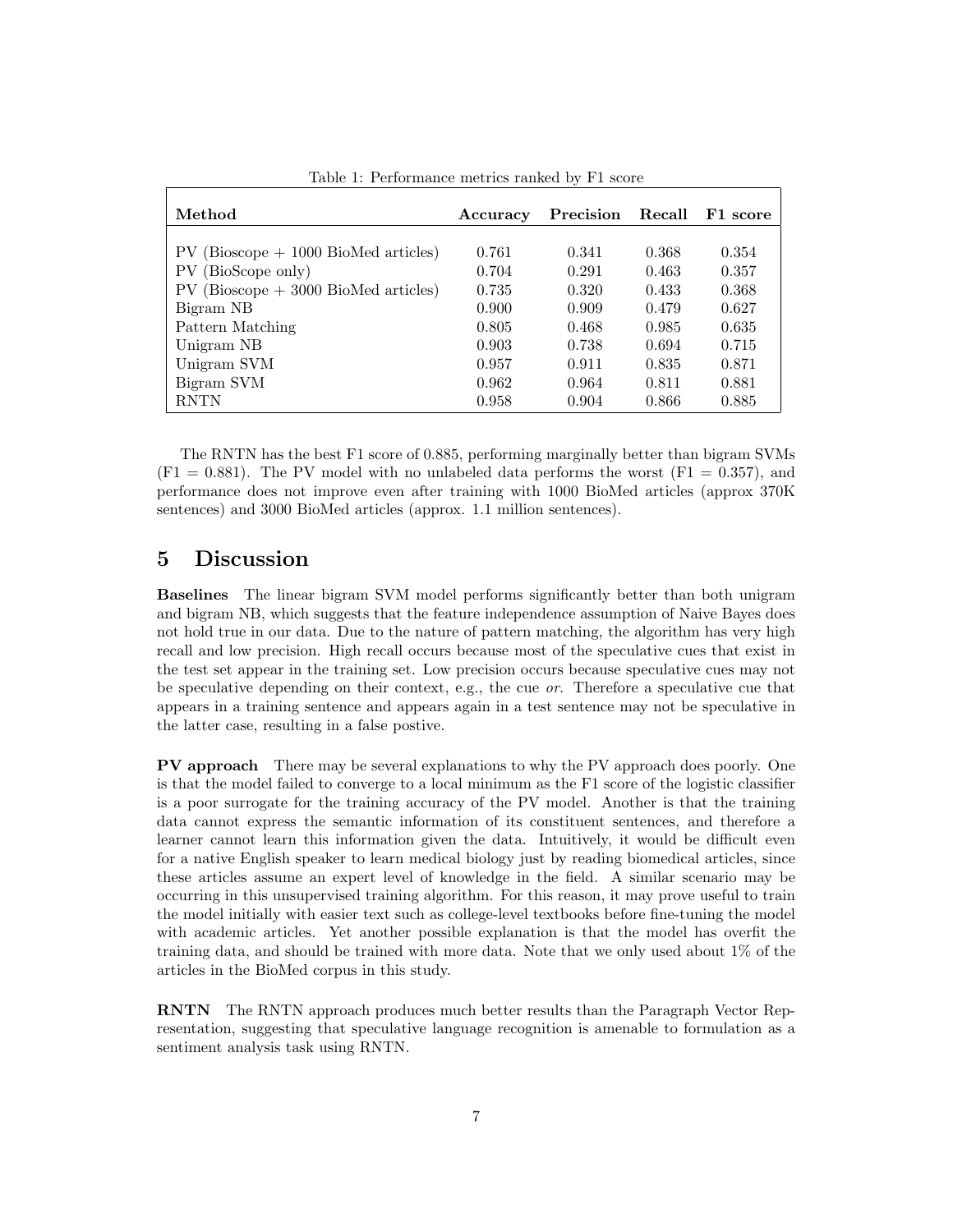Table 1: Performance metrics ranked by F1 score

| Method | Accuracy | Precision | Recall | F1 score |
|---|---|---|---|---|
| PV (Bioscope + 1000 BioMed articles) | 0.761 | 0.341 | 0.368 | 0.354 |
| PV (BioScope only) | 0.704 | 0.291 | 0.463 | 0.357 |
| PV (Bioscope + 3000 BioMed articles) | 0.735 | 0.320 | 0.433 | 0.368 |
| Bigram NB | 0.900 | 0.909 | 0.479 | 0.627 |
| Pattern Matching | 0.805 | 0.468 | 0.985 | 0.635 |
| Unigram NB | 0.903 | 0.738 | 0.694 | 0.715 |
| Unigram SVM | 0.957 | 0.911 | 0.835 | 0.871 |
| Bigram SVM | 0.962 | 0.964 | 0.811 | 0.881 |
| RNTN | 0.958 | 0.904 | 0.866 | 0.885 |

The RNTN has the best F1 score of 0.885, performing marginally better than bigram SVMs (F1 = 0.881). The PV model with no unlabeled data performs the worst (F1 = 0.357), and performance does not improve even after training with 1000 BioMed articles (approx 370K sentences) and 3000 BioMed articles (approx. 1.1 million sentences).

# 5 Discussion

**Baselines** The linear bigram SVM model performs significantly better than both unigram and bigram NB, which suggests that the feature independence assumption of Naive Bayes does not hold true in our data. Due to the nature of pattern matching, the algorithm has very high recall and low precision. High recall occurs because most of the speculative cues that exist in the test set appear in the training set. Low precision occurs because speculative cues may not be speculative depending on their context, e.g., the cue *or*. Therefore a speculative cue that appears in a training sentence and appears again in a test sentence may not be speculative in the latter case, resulting in a false postive.

**PV approach** There may be several explanations to why the PV approach does poorly. One is that the model failed to converge to a local minimum as the F1 score of the logistic classifier is a poor surrogate for the training accuracy of the PV model. Another is that the training data cannot express the semantic information of its constituent sentences, and therefore a learner cannot learn this information given the data. Intuitively, it would be difficult even for a native English speaker to learn medical biology just by reading biomedical articles, since these articles assume an expert level of knowledge in the field. A similar scenario may be occurring in this unsupervised training algorithm. For this reason, it may prove useful to train the model initially with easier text such as college-level textbooks before fine-tuning the model with academic articles. Yet another possible explanation is that the model has overfit the training data, and should be trained with more data. Note that we only used about 1% of the articles in the BioMed corpus in this study.

**RNTN** The RNTN approach produces much better results than the Paragraph Vector Representation, suggesting that speculative language recognition is amenable to formulation as a sentiment analysis task using RNTN.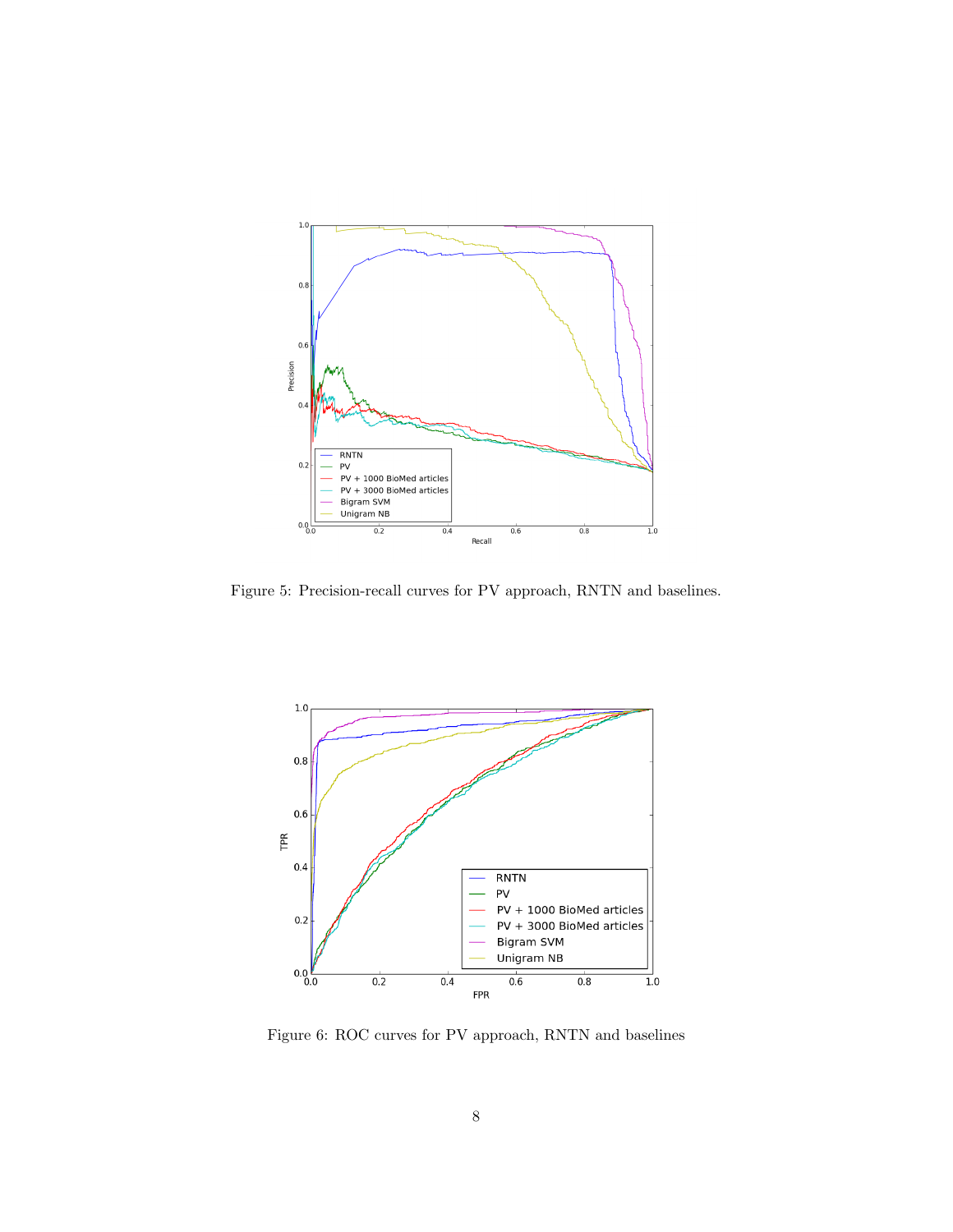Figure 5: Precision-recall curves for PV approach, RNTN and baselines.

Figure 6: ROC curves for PV approach, RNTN and baselines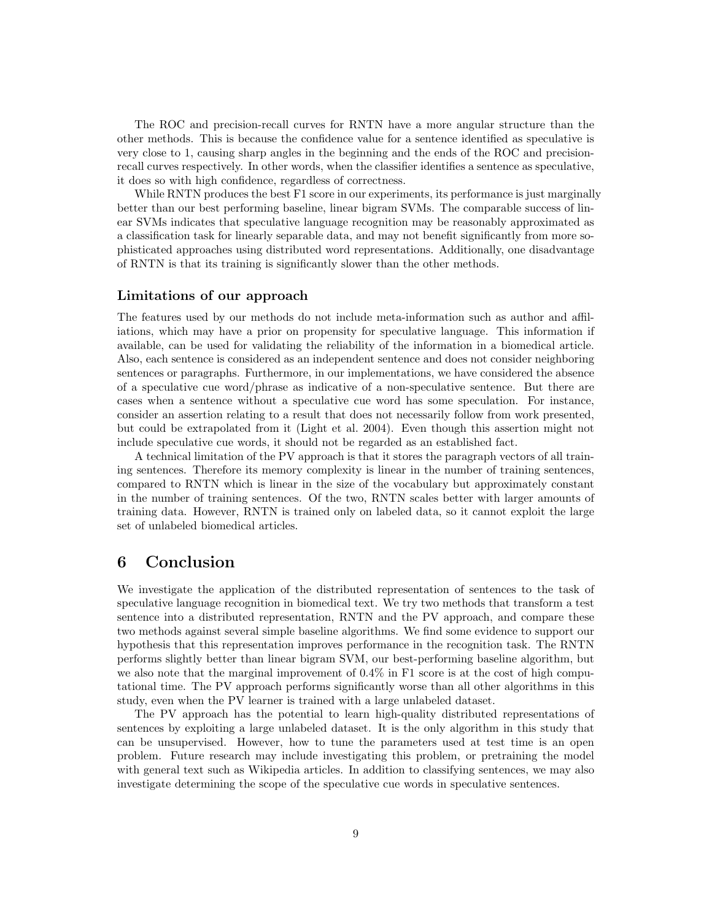The ROC and precision-recall curves for RNTN have a more angular structure than the other methods. This is because the confidence value for a sentence identified as speculative is very close to 1, causing sharp angles in the beginning and the ends of the ROC and precision-recall curves respectively. In other words, when the classifier identifies a sentence as speculative, it does so with high confidence, regardless of correctness.

While RNTN produces the best F1 score in our experiments, its performance is just marginally better than our best performing baseline, linear bigram SVMs. The comparable success of linear SVMs indicates that speculative language recognition may be reasonably approximated as a classification task for linearly separable data, and may not benefit significantly from more sophisticated approaches using distributed word representations. Additionally, one disadvantage of RNTN is that its training is significantly slower than the other methods.

### Limitations of our approach

The features used by our methods do not include meta-information such as author and affiliations, which may have a prior on propensity for speculative language. This information if available, can be used for validating the reliability of the information in a biomedical article. Also, each sentence is considered as an independent sentence and does not consider neighboring sentences or paragraphs. Furthermore, in our implementations, we have considered the absence of a speculative cue word/phrase as indicative of a non-speculative sentence. But there are cases when a sentence without a speculative cue word has some speculation. For instance, consider an assertion relating to a result that does not necessarily follow from work presented, but could be extrapolated from it (Light et al. 2004). Even though this assertion might not include speculative cue words, it should not be regarded as an established fact.

A technical limitation of the PV approach is that it stores the paragraph vectors of all training sentences. Therefore its memory complexity is linear in the number of training sentences, compared to RNTN which is linear in the size of the vocabulary but approximately constant in the number of training sentences. Of the two, RNTN scales better with larger amounts of training data. However, RNTN is trained only on labeled data, so it cannot exploit the large set of unlabeled biomedical articles.

## 6 Conclusion

We investigate the application of the distributed representation of sentences to the task of speculative language recognition in biomedical text. We try two methods that transform a test sentence into a distributed representation, RNTN and the PV approach, and compare these two methods against several simple baseline algorithms. We find some evidence to support our hypothesis that this representation improves performance in the recognition task. The RNTN performs slightly better than linear bigram SVM, our best-performing baseline algorithm, but we also note that the marginal improvement of 0.4% in F1 score is at the cost of high computational time. The PV approach performs significantly worse than all other algorithms in this study, even when the PV learner is trained with a large unlabeled dataset.

The PV approach has the potential to learn high-quality distributed representations of sentences by exploiting a large unlabeled dataset. It is the only algorithm in this study that can be unsupervised. However, how to tune the parameters used at test time is an open problem. Future research may include investigating this problem, or pretraining the model with general text such as Wikipedia articles. In addition to classifying sentences, we may also investigate determining the scope of the speculative cue words in speculative sentences.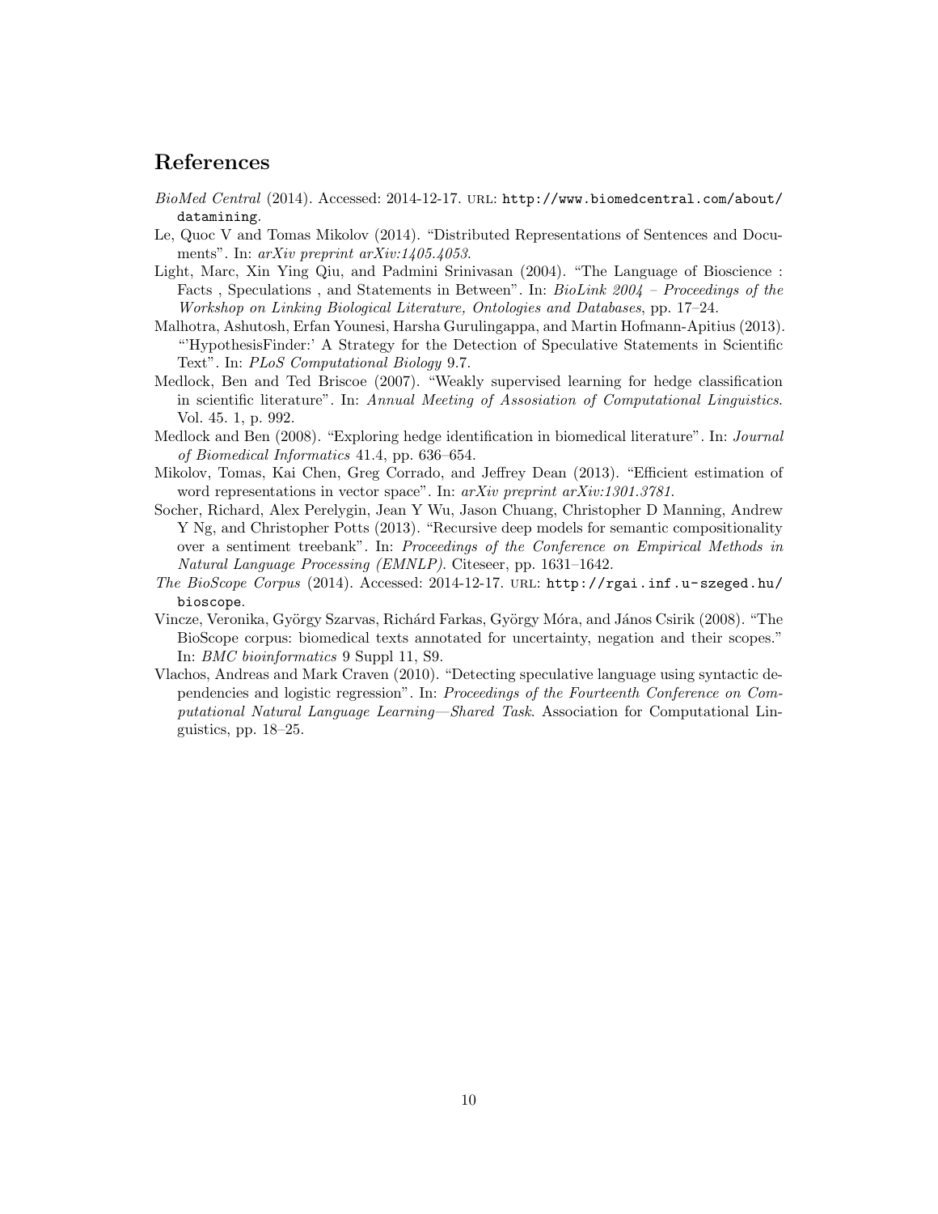## References

*BioMed Central* (2014). Accessed: 2014-12-17. URL: http://www.biomedcentral.com/about/datamining.

Le, Quoc V and Tomas Mikolov (2014). "Distributed Representations of Sentences and Documents". In: *arXiv preprint arXiv:1405.4053*.

Light, Marc, Xin Ying Qiu, and Padmini Srinivasan (2004). "The Language of Bioscience : Facts , Speculations , and Statements in Between". In: *BioLink 2004 – Proceedings of the Workshop on Linking Biological Literature, Ontologies and Databases*, pp. 17–24.

Malhotra, Ashutosh, Erfan Younesi, Harsha Gurulingappa, and Martin Hofmann-Apitius (2013). "'HypothesisFinder:' A Strategy for the Detection of Speculative Statements in Scientific Text". In: *PLoS Computational Biology* 9.7.

Medlock, Ben and Ted Briscoe (2007). "Weakly supervised learning for hedge classification in scientific literature". In: *Annual Meeting of Assosiation of Computational Linguistics*. Vol. 45. 1, p. 992.

Medlock and Ben (2008). "Exploring hedge identification in biomedical literature". In: *Journal of Biomedical Informatics* 41.4, pp. 636–654.

Mikolov, Tomas, Kai Chen, Greg Corrado, and Jeffrey Dean (2013). "Efficient estimation of word representations in vector space". In: *arXiv preprint arXiv:1301.3781*.

Socher, Richard, Alex Perelygin, Jean Y Wu, Jason Chuang, Christopher D Manning, Andrew Y Ng, and Christopher Potts (2013). "Recursive deep models for semantic compositionality over a sentiment treebank". In: *Proceedings of the Conference on Empirical Methods in Natural Language Processing (EMNLP)*. Citeseer, pp. 1631–1642.

*The BioScope Corpus* (2014). Accessed: 2014-12-17. URL: http://rgai.inf.u-szeged.hu/bioscope.

Vincze, Veronika, György Szarvas, Richárd Farkas, György Móra, and János Csirik (2008). "The BioScope corpus: biomedical texts annotated for uncertainty, negation and their scopes." In: *BMC bioinformatics* 9 Suppl 11, S9.

Vlachos, Andreas and Mark Craven (2010). "Detecting speculative language using syntactic dependencies and logistic regression". In: *Proceedings of the Fourteenth Conference on Computational Natural Language Learning—Shared Task*. Association for Computational Linguistics, pp. 18–25.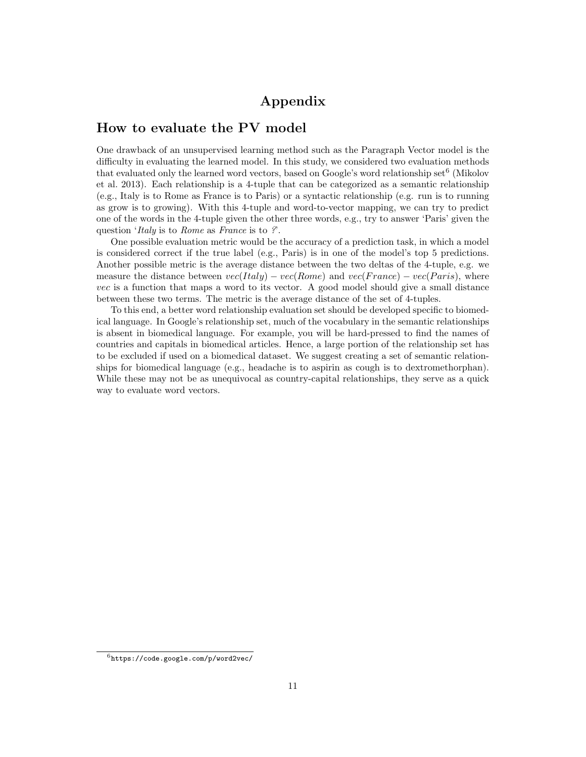# Appendix

## How to evaluate the PV model

One drawback of an unsupervised learning method such as the Paragraph Vector model is the difficulty in evaluating the learned model. In this study, we considered two evaluation methods that evaluated only the learned word vectors, based on Google's word relationship set[6] (Mikolov et al. 2013). Each relationship is a 4-tuple that can be categorized as a semantic relationship (e.g., Italy is to Rome as France is to Paris) or a syntactic relationship (e.g. run is to running as grow is to growing). With this 4-tuple and word-to-vector mapping, we can try to predict one of the words in the 4-tuple given the other three words, e.g., try to answer 'Paris' given the question '*Italy* is to *Rome* as *France* is to *?*'.

One possible evaluation metric would be the accuracy of a prediction task, in which a model is considered correct if the true label (e.g., Paris) is in one of the model's top 5 predictions. Another possible metric is the average distance between the two deltas of the 4-tuple, e.g. we measure the distance between $vec(Italy) - vec(Rome)$ and $vec(France) - vec(Paris)$, where $vec$ is a function that maps a word to its vector. A good model should give a small distance between these two terms. The metric is the average distance of the set of 4-tuples.

To this end, a better word relationship evaluation set should be developed specific to biomedical language. In Google's relationship set, much of the vocabulary in the semantic relationships is absent in biomedical language. For example, you will be hard-pressed to find the names of countries and capitals in biomedical articles. Hence, a large portion of the relationship set has to be excluded if used on a biomedical dataset. We suggest creating a set of semantic relationships for biomedical language (e.g., headache is to aspirin as cough is to dextromethorphan). While these may not be as unequivocal as country-capital relationships, they serve as a quick way to evaluate word vectors.

[6] https://code.google.com/p/word2vec/